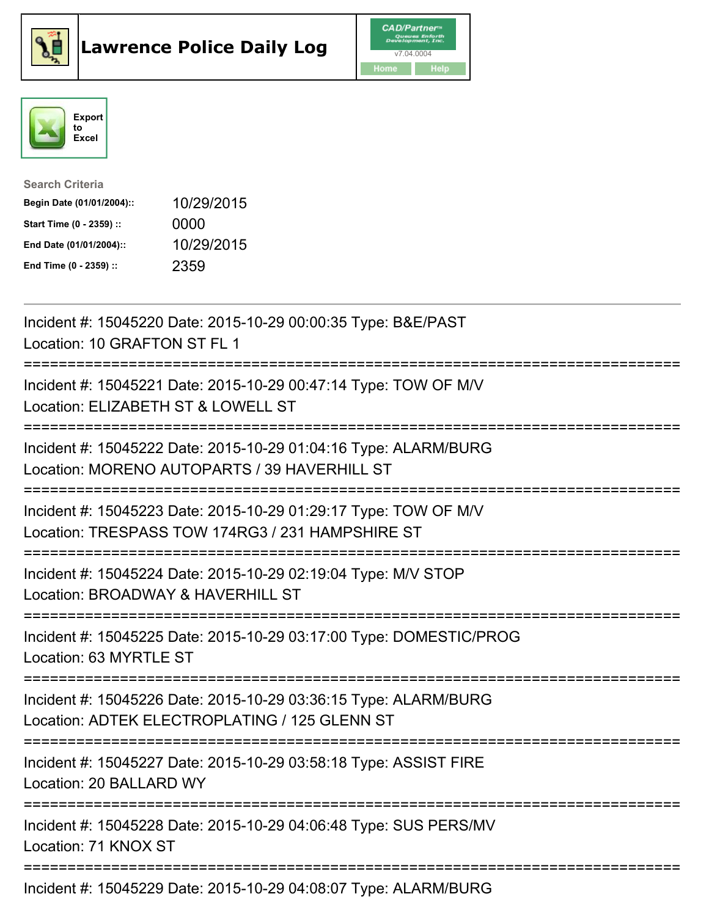# Lawrence Police Daily Log

CAD/Partner™ v7.04.0004

Home | Help

Export to Excel

**Search Criteria**

| | |
|---|---|
| **Begin Date (01/01/2004)::** | 10/29/2015 |
| **Start Time (0 - 2359) ::** | 0000 |
| **End Date (01/01/2004)::** | 10/29/2015 |
| **End Time (0 - 2359) ::** | 2359 |

---

Incident #: 15045220 Date: 2015-10-29 00:00:35 Type: B&E/PAST
Location: 10 GRAFTON ST FL 1

===========================================================================

Incident #: 15045221 Date: 2015-10-29 00:47:14 Type: TOW OF M/V
Location: ELIZABETH ST & LOWELL ST

===========================================================================

Incident #: 15045222 Date: 2015-10-29 01:04:16 Type: ALARM/BURG
Location: MORENO AUTOPARTS / 39 HAVERHILL ST

===========================================================================

Incident #: 15045223 Date: 2015-10-29 01:29:17 Type: TOW OF M/V
Location: TRESPASS TOW 174RG3 / 231 HAMPSHIRE ST

===========================================================================

Incident #: 15045224 Date: 2015-10-29 02:19:04 Type: M/V STOP
Location: BROADWAY & HAVERHILL ST

===========================================================================

Incident #: 15045225 Date: 2015-10-29 03:17:00 Type: DOMESTIC/PROG
Location: 63 MYRTLE ST

===========================================================================

Incident #: 15045226 Date: 2015-10-29 03:36:15 Type: ALARM/BURG
Location: ADTEK ELECTROPLATING / 125 GLENN ST

===========================================================================

Incident #: 15045227 Date: 2015-10-29 03:58:18 Type: ASSIST FIRE
Location: 20 BALLARD WY

===========================================================================

Incident #: 15045228 Date: 2015-10-29 04:06:48 Type: SUS PERS/MV
Location: 71 KNOX ST

===========================================================================

Incident #: 15045229 Date: 2015-10-29 04:08:07 Type: ALARM/BURG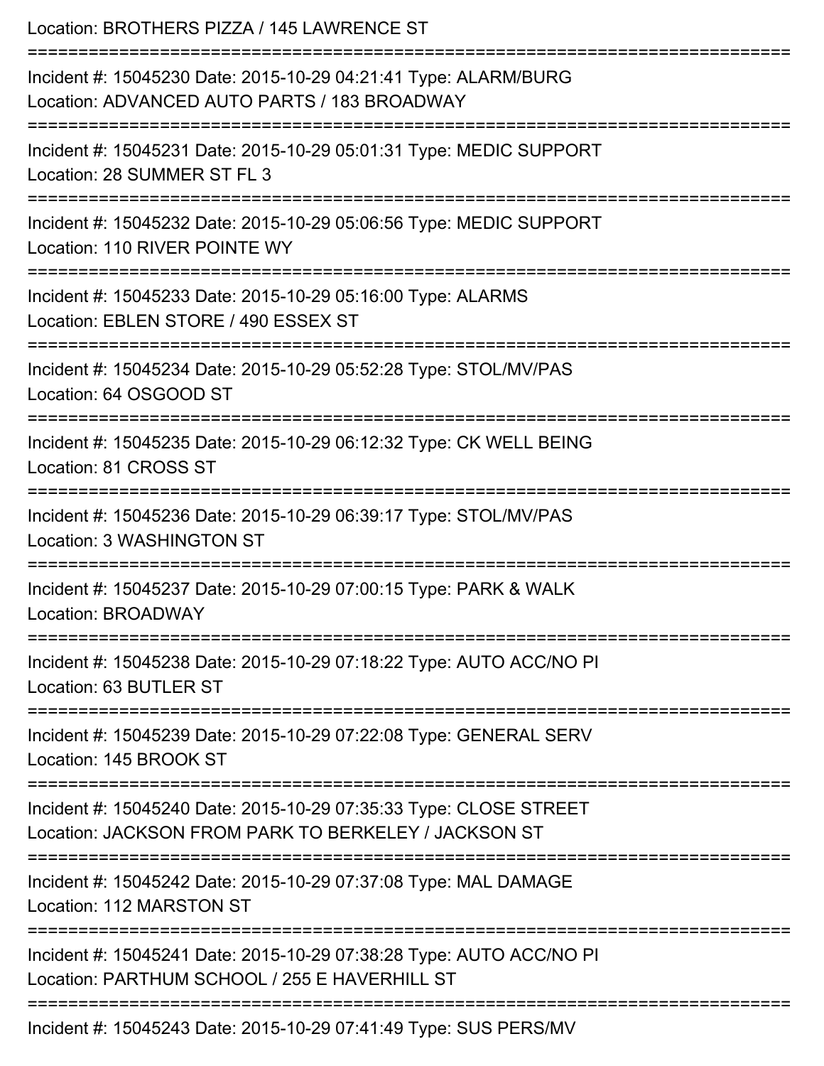Location: BROTHERS PIZZA / 145 LAWRENCE ST

===========================================================================

Incident #: 15045230 Date: 2015-10-29 04:21:41 Type: ALARM/BURG
Location: ADVANCED AUTO PARTS / 183 BROADWAY

===========================================================================

Incident #: 15045231 Date: 2015-10-29 05:01:31 Type: MEDIC SUPPORT
Location: 28 SUMMER ST FL 3

===========================================================================

Incident #: 15045232 Date: 2015-10-29 05:06:56 Type: MEDIC SUPPORT
Location: 110 RIVER POINTE WY

===========================================================================

Incident #: 15045233 Date: 2015-10-29 05:16:00 Type: ALARMS
Location: EBLEN STORE / 490 ESSEX ST

===========================================================================

Incident #: 15045234 Date: 2015-10-29 05:52:28 Type: STOL/MV/PAS
Location: 64 OSGOOD ST

===========================================================================

Incident #: 15045235 Date: 2015-10-29 06:12:32 Type: CK WELL BEING
Location: 81 CROSS ST

===========================================================================

Incident #: 15045236 Date: 2015-10-29 06:39:17 Type: STOL/MV/PAS
Location: 3 WASHINGTON ST

===========================================================================

Incident #: 15045237 Date: 2015-10-29 07:00:15 Type: PARK & WALK
Location: BROADWAY

===========================================================================

Incident #: 15045238 Date: 2015-10-29 07:18:22 Type: AUTO ACC/NO PI
Location: 63 BUTLER ST

===========================================================================

Incident #: 15045239 Date: 2015-10-29 07:22:08 Type: GENERAL SERV
Location: 145 BROOK ST

===========================================================================

Incident #: 15045240 Date: 2015-10-29 07:35:33 Type: CLOSE STREET
Location: JACKSON FROM PARK TO BERKELEY / JACKSON ST

===========================================================================

Incident #: 15045242 Date: 2015-10-29 07:37:08 Type: MAL DAMAGE
Location: 112 MARSTON ST

===========================================================================

Incident #: 15045241 Date: 2015-10-29 07:38:28 Type: AUTO ACC/NO PI
Location: PARTHUM SCHOOL / 255 E HAVERHILL ST

===========================================================================

Incident #: 15045243 Date: 2015-10-29 07:41:49 Type: SUS PERS/MV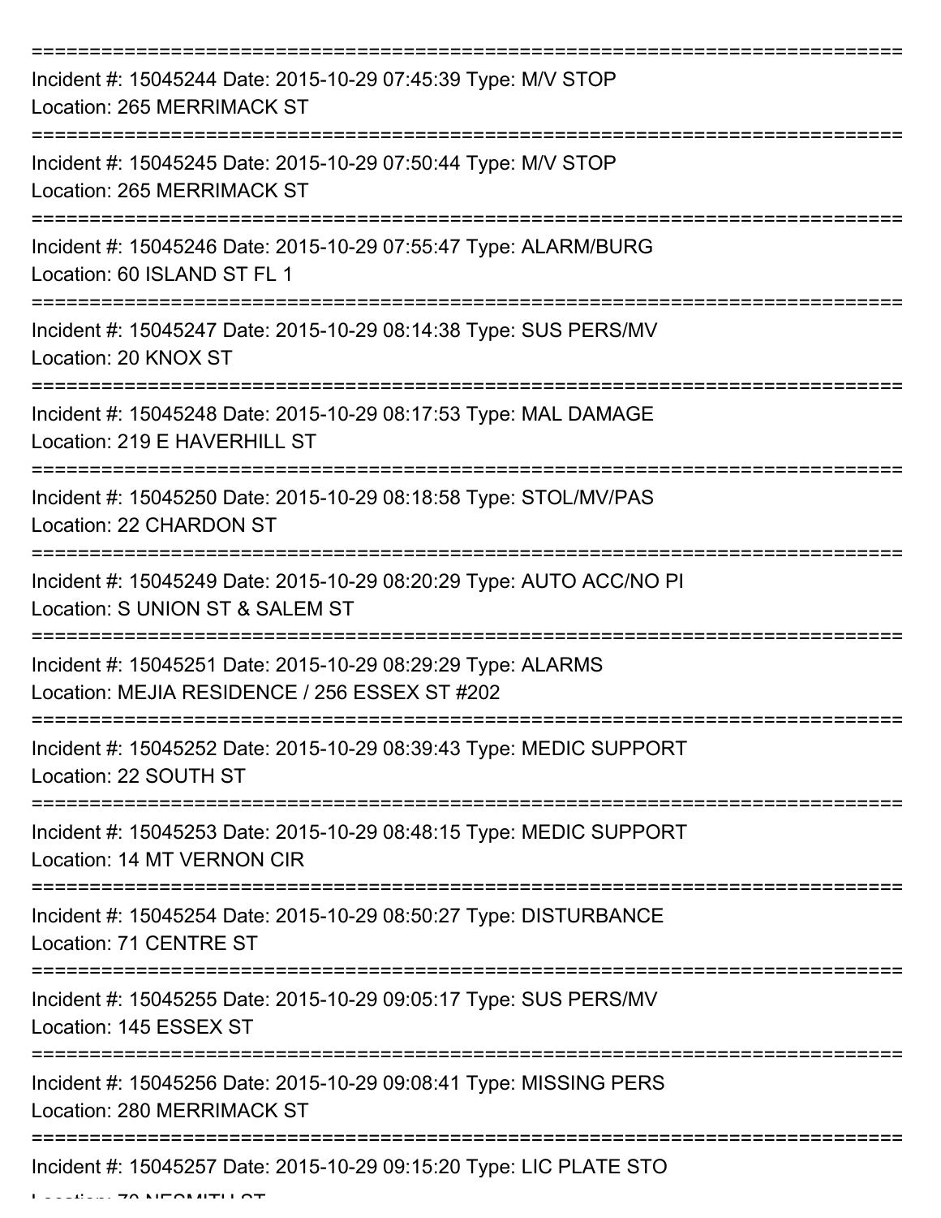===========================================================================
Incident #: 15045244 Date: 2015-10-29 07:45:39 Type: M/V STOP
Location: 265 MERRIMACK ST
===========================================================================
Incident #: 15045245 Date: 2015-10-29 07:50:44 Type: M/V STOP
Location: 265 MERRIMACK ST
===========================================================================
Incident #: 15045246 Date: 2015-10-29 07:55:47 Type: ALARM/BURG
Location: 60 ISLAND ST FL 1
===========================================================================
Incident #: 15045247 Date: 2015-10-29 08:14:38 Type: SUS PERS/MV
Location: 20 KNOX ST
===========================================================================
Incident #: 15045248 Date: 2015-10-29 08:17:53 Type: MAL DAMAGE
Location: 219 E HAVERHILL ST
===========================================================================
Incident #: 15045250 Date: 2015-10-29 08:18:58 Type: STOL/MV/PAS
Location: 22 CHARDON ST
===========================================================================
Incident #: 15045249 Date: 2015-10-29 08:20:29 Type: AUTO ACC/NO PI
Location: S UNION ST & SALEM ST
===========================================================================
Incident #: 15045251 Date: 2015-10-29 08:29:29 Type: ALARMS
Location: MEJIA RESIDENCE / 256 ESSEX ST #202
===========================================================================
Incident #: 15045252 Date: 2015-10-29 08:39:43 Type: MEDIC SUPPORT
Location: 22 SOUTH ST
===========================================================================
Incident #: 15045253 Date: 2015-10-29 08:48:15 Type: MEDIC SUPPORT
Location: 14 MT VERNON CIR
===========================================================================
Incident #: 15045254 Date: 2015-10-29 08:50:27 Type: DISTURBANCE
Location: 71 CENTRE ST
===========================================================================
Incident #: 15045255 Date: 2015-10-29 09:05:17 Type: SUS PERS/MV
Location: 145 ESSEX ST
===========================================================================
Incident #: 15045256 Date: 2015-10-29 09:08:41 Type: MISSING PERS
Location: 280 MERRIMACK ST
===========================================================================
Incident #: 15045257 Date: 2015-10-29 09:15:20 Type: LIC PLATE STO
Location: 70 NESMITH ST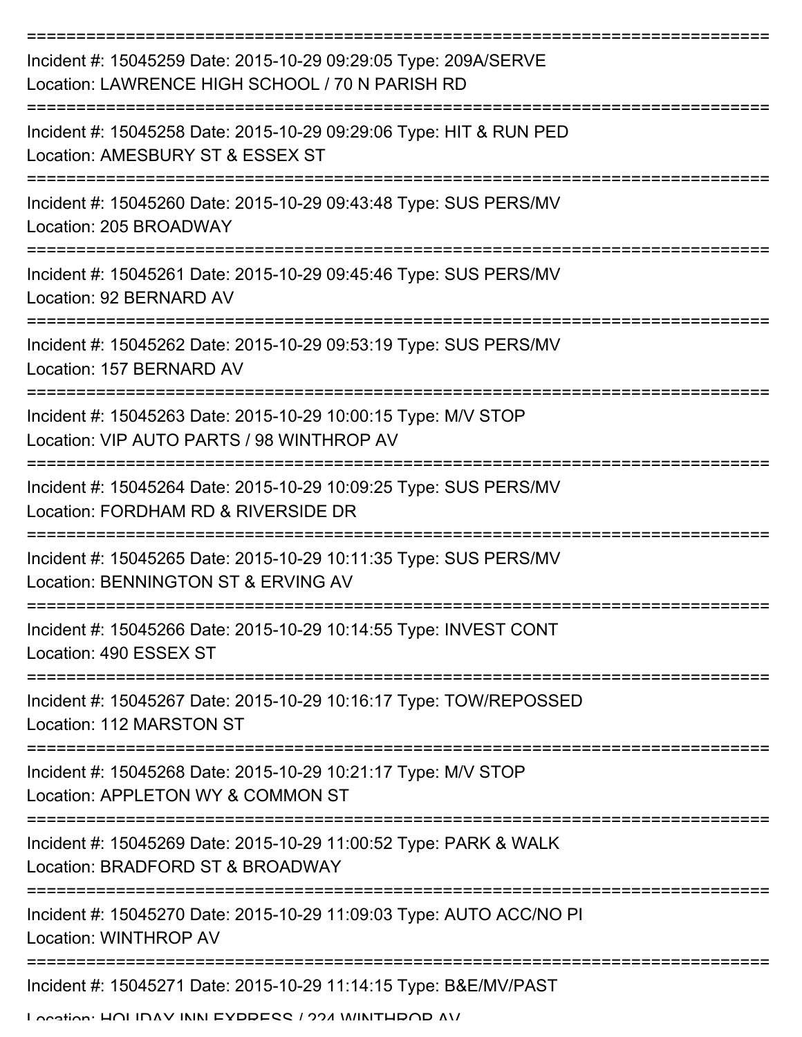===========================================================================

Incident #: 15045259 Date: 2015-10-29 09:29:05 Type: 209A/SERVE
Location: LAWRENCE HIGH SCHOOL / 70 N PARISH RD

===========================================================================

Incident #: 15045258 Date: 2015-10-29 09:29:06 Type: HIT & RUN PED
Location: AMESBURY ST & ESSEX ST

===========================================================================

Incident #: 15045260 Date: 2015-10-29 09:43:48 Type: SUS PERS/MV
Location: 205 BROADWAY

===========================================================================

Incident #: 15045261 Date: 2015-10-29 09:45:46 Type: SUS PERS/MV
Location: 92 BERNARD AV

===========================================================================

Incident #: 15045262 Date: 2015-10-29 09:53:19 Type: SUS PERS/MV
Location: 157 BERNARD AV

===========================================================================

Incident #: 15045263 Date: 2015-10-29 10:00:15 Type: M/V STOP
Location: VIP AUTO PARTS / 98 WINTHROP AV

===========================================================================

Incident #: 15045264 Date: 2015-10-29 10:09:25 Type: SUS PERS/MV
Location: FORDHAM RD & RIVERSIDE DR

===========================================================================

Incident #: 15045265 Date: 2015-10-29 10:11:35 Type: SUS PERS/MV
Location: BENNINGTON ST & ERVING AV

===========================================================================

Incident #: 15045266 Date: 2015-10-29 10:14:55 Type: INVEST CONT
Location: 490 ESSEX ST

===========================================================================

Incident #: 15045267 Date: 2015-10-29 10:16:17 Type: TOW/REPOSSED
Location: 112 MARSTON ST

===========================================================================

Incident #: 15045268 Date: 2015-10-29 10:21:17 Type: M/V STOP
Location: APPLETON WY & COMMON ST

===========================================================================

Incident #: 15045269 Date: 2015-10-29 11:00:52 Type: PARK & WALK
Location: BRADFORD ST & BROADWAY

===========================================================================

Incident #: 15045270 Date: 2015-10-29 11:09:03 Type: AUTO ACC/NO PI
Location: WINTHROP AV

===========================================================================

Incident #: 15045271 Date: 2015-10-29 11:14:15 Type: B&E/MV/PAST
Location: HOLIDAY INN EXPRESS / 224 WINTHROP AV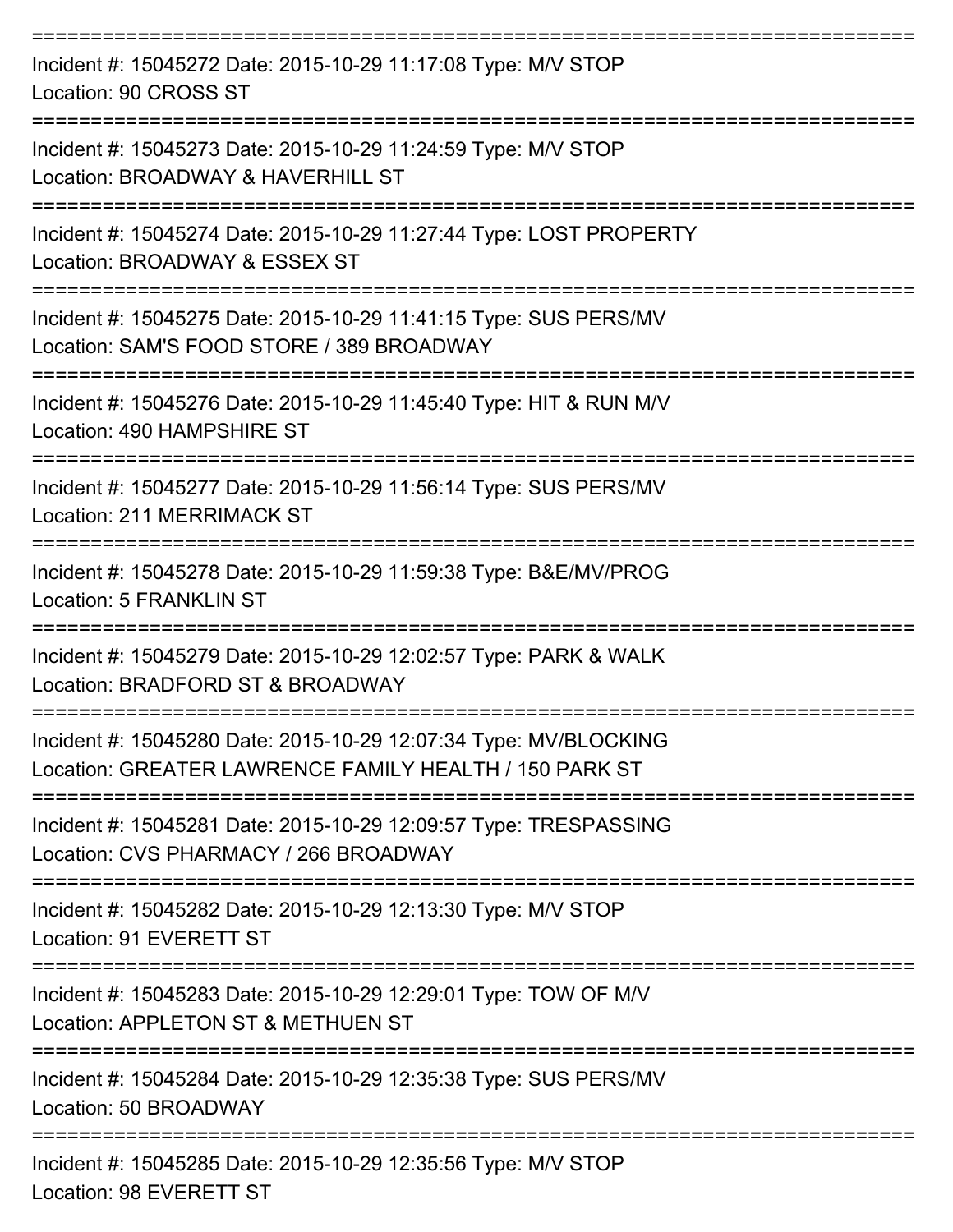===========================================================================

Incident #: 15045272 Date: 2015-10-29 11:17:08 Type: M/V STOP
Location: 90 CROSS ST

===========================================================================

Incident #: 15045273 Date: 2015-10-29 11:24:59 Type: M/V STOP
Location: BROADWAY & HAVERHILL ST

===========================================================================

Incident #: 15045274 Date: 2015-10-29 11:27:44 Type: LOST PROPERTY
Location: BROADWAY & ESSEX ST

===========================================================================

Incident #: 15045275 Date: 2015-10-29 11:41:15 Type: SUS PERS/MV
Location: SAM'S FOOD STORE / 389 BROADWAY

===========================================================================

Incident #: 15045276 Date: 2015-10-29 11:45:40 Type: HIT & RUN M/V
Location: 490 HAMPSHIRE ST

===========================================================================

Incident #: 15045277 Date: 2015-10-29 11:56:14 Type: SUS PERS/MV
Location: 211 MERRIMACK ST

===========================================================================

Incident #: 15045278 Date: 2015-10-29 11:59:38 Type: B&E/MV/PROG
Location: 5 FRANKLIN ST

===========================================================================

Incident #: 15045279 Date: 2015-10-29 12:02:57 Type: PARK & WALK
Location: BRADFORD ST & BROADWAY

===========================================================================

Incident #: 15045280 Date: 2015-10-29 12:07:34 Type: MV/BLOCKING
Location: GREATER LAWRENCE FAMILY HEALTH / 150 PARK ST

===========================================================================

Incident #: 15045281 Date: 2015-10-29 12:09:57 Type: TRESPASSING
Location: CVS PHARMACY / 266 BROADWAY

===========================================================================

Incident #: 15045282 Date: 2015-10-29 12:13:30 Type: M/V STOP
Location: 91 EVERETT ST

===========================================================================

Incident #: 15045283 Date: 2015-10-29 12:29:01 Type: TOW OF M/V
Location: APPLETON ST & METHUEN ST

===========================================================================

Incident #: 15045284 Date: 2015-10-29 12:35:38 Type: SUS PERS/MV
Location: 50 BROADWAY

===========================================================================

Incident #: 15045285 Date: 2015-10-29 12:35:56 Type: M/V STOP
Location: 98 EVERETT ST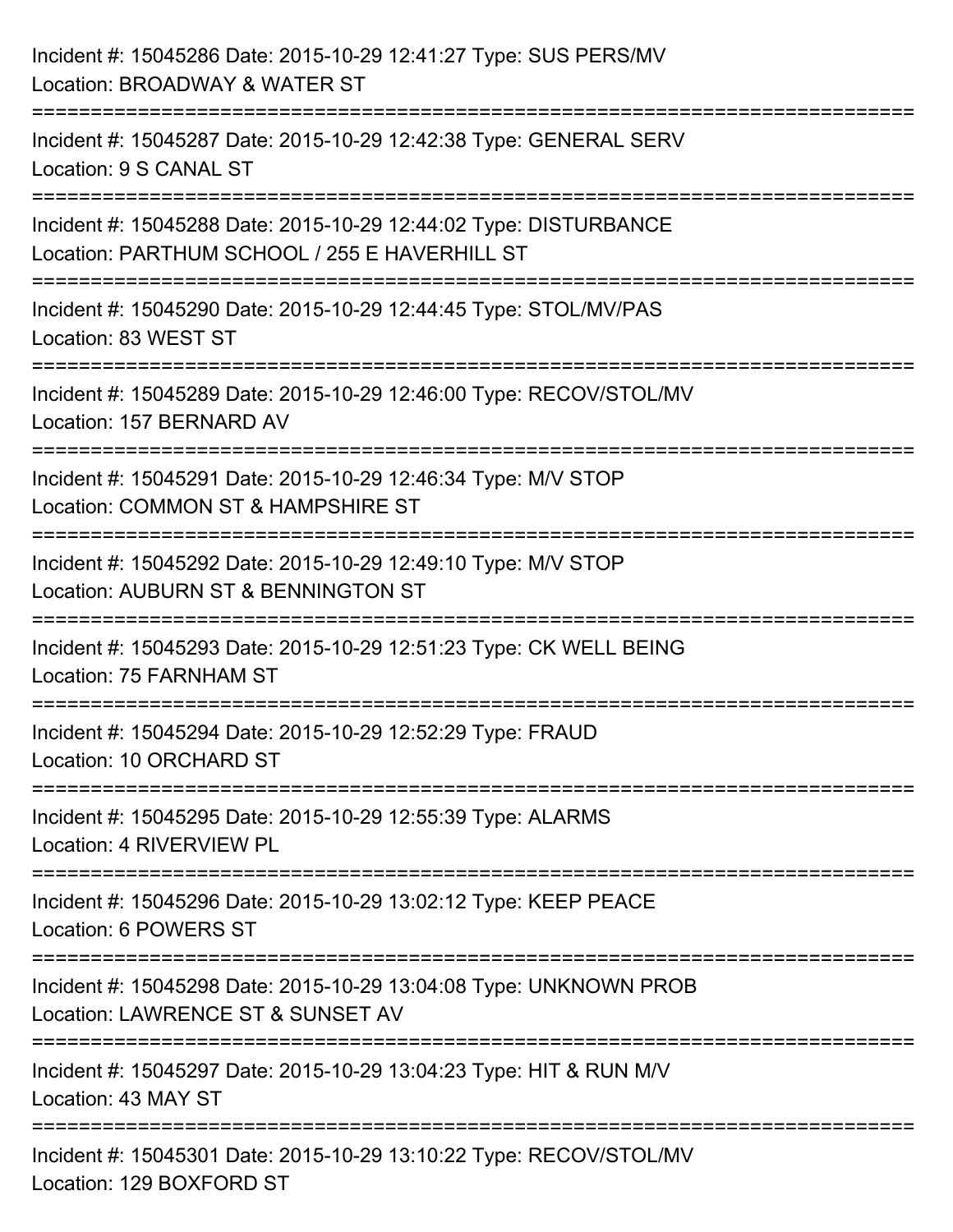Incident #: 15045286 Date: 2015-10-29 12:41:27 Type: SUS PERS/MV
Location: BROADWAY & WATER ST

===========================================================================

Incident #: 15045287 Date: 2015-10-29 12:42:38 Type: GENERAL SERV
Location: 9 S CANAL ST

===========================================================================

Incident #: 15045288 Date: 2015-10-29 12:44:02 Type: DISTURBANCE
Location: PARTHUM SCHOOL / 255 E HAVERHILL ST

===========================================================================

Incident #: 15045290 Date: 2015-10-29 12:44:45 Type: STOL/MV/PAS
Location: 83 WEST ST

===========================================================================

Incident #: 15045289 Date: 2015-10-29 12:46:00 Type: RECOV/STOL/MV
Location: 157 BERNARD AV

===========================================================================

Incident #: 15045291 Date: 2015-10-29 12:46:34 Type: M/V STOP
Location: COMMON ST & HAMPSHIRE ST

===========================================================================

Incident #: 15045292 Date: 2015-10-29 12:49:10 Type: M/V STOP
Location: AUBURN ST & BENNINGTON ST

===========================================================================

Incident #: 15045293 Date: 2015-10-29 12:51:23 Type: CK WELL BEING
Location: 75 FARNHAM ST

===========================================================================

Incident #: 15045294 Date: 2015-10-29 12:52:29 Type: FRAUD
Location: 10 ORCHARD ST

===========================================================================

Incident #: 15045295 Date: 2015-10-29 12:55:39 Type: ALARMS
Location: 4 RIVERVIEW PL

===========================================================================

Incident #: 15045296 Date: 2015-10-29 13:02:12 Type: KEEP PEACE
Location: 6 POWERS ST

===========================================================================

Incident #: 15045298 Date: 2015-10-29 13:04:08 Type: UNKNOWN PROB
Location: LAWRENCE ST & SUNSET AV

===========================================================================

Incident #: 15045297 Date: 2015-10-29 13:04:23 Type: HIT & RUN M/V
Location: 43 MAY ST

===========================================================================

Incident #: 15045301 Date: 2015-10-29 13:10:22 Type: RECOV/STOL/MV
Location: 129 BOXFORD ST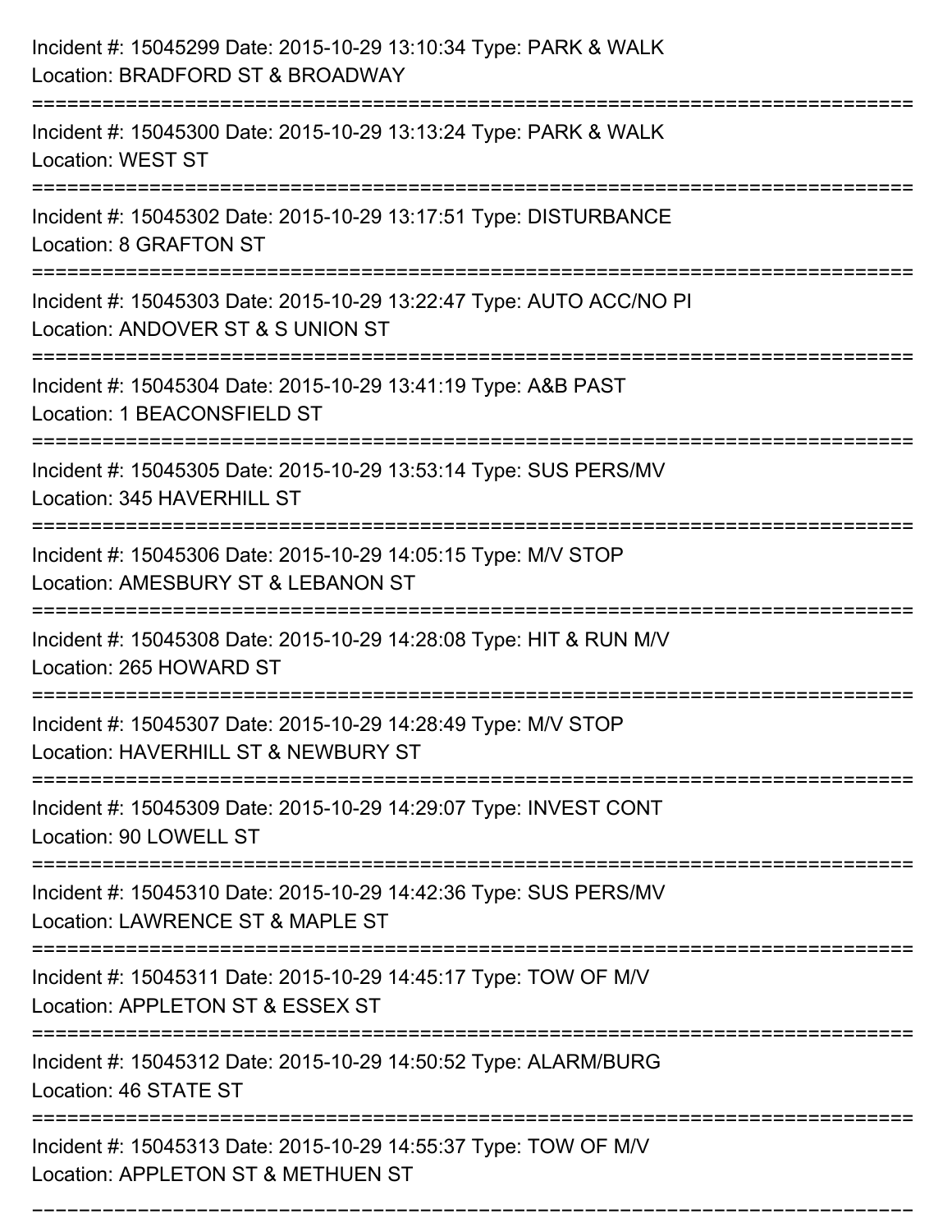Incident #: 15045299 Date: 2015-10-29 13:10:34 Type: PARK & WALK
Location: BRADFORD ST & BROADWAY

===========================================================================

Incident #: 15045300 Date: 2015-10-29 13:13:24 Type: PARK & WALK
Location: WEST ST

===========================================================================

Incident #: 15045302 Date: 2015-10-29 13:17:51 Type: DISTURBANCE
Location: 8 GRAFTON ST

===========================================================================

Incident #: 15045303 Date: 2015-10-29 13:22:47 Type: AUTO ACC/NO PI
Location: ANDOVER ST & S UNION ST

===========================================================================

Incident #: 15045304 Date: 2015-10-29 13:41:19 Type: A&B PAST
Location: 1 BEACONSFIELD ST

===========================================================================

Incident #: 15045305 Date: 2015-10-29 13:53:14 Type: SUS PERS/MV
Location: 345 HAVERHILL ST

===========================================================================

Incident #: 15045306 Date: 2015-10-29 14:05:15 Type: M/V STOP
Location: AMESBURY ST & LEBANON ST

===========================================================================

Incident #: 15045308 Date: 2015-10-29 14:28:08 Type: HIT & RUN M/V
Location: 265 HOWARD ST

===========================================================================

Incident #: 15045307 Date: 2015-10-29 14:28:49 Type: M/V STOP
Location: HAVERHILL ST & NEWBURY ST

===========================================================================

Incident #: 15045309 Date: 2015-10-29 14:29:07 Type: INVEST CONT
Location: 90 LOWELL ST

===========================================================================

Incident #: 15045310 Date: 2015-10-29 14:42:36 Type: SUS PERS/MV
Location: LAWRENCE ST & MAPLE ST

===========================================================================

Incident #: 15045311 Date: 2015-10-29 14:45:17 Type: TOW OF M/V
Location: APPLETON ST & ESSEX ST

===========================================================================

Incident #: 15045312 Date: 2015-10-29 14:50:52 Type: ALARM/BURG
Location: 46 STATE ST

===========================================================================

Incident #: 15045313 Date: 2015-10-29 14:55:37 Type: TOW OF M/V
Location: APPLETON ST & METHUEN ST

===========================================================================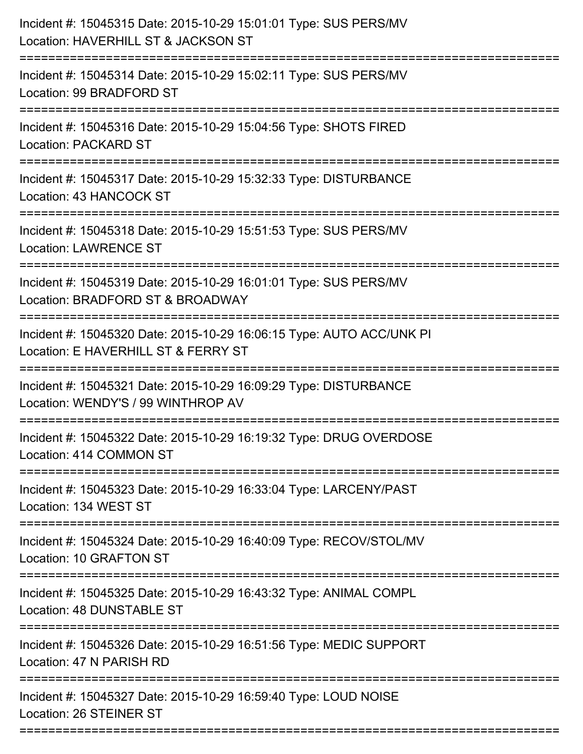Incident #: 15045315 Date: 2015-10-29 15:01:01 Type: SUS PERS/MV
Location: HAVERHILL ST & JACKSON ST

===========================================================================

Incident #: 15045314 Date: 2015-10-29 15:02:11 Type: SUS PERS/MV
Location: 99 BRADFORD ST

===========================================================================

Incident #: 15045316 Date: 2015-10-29 15:04:56 Type: SHOTS FIRED
Location: PACKARD ST

===========================================================================

Incident #: 15045317 Date: 2015-10-29 15:32:33 Type: DISTURBANCE
Location: 43 HANCOCK ST

===========================================================================

Incident #: 15045318 Date: 2015-10-29 15:51:53 Type: SUS PERS/MV
Location: LAWRENCE ST

===========================================================================

Incident #: 15045319 Date: 2015-10-29 16:01:01 Type: SUS PERS/MV
Location: BRADFORD ST & BROADWAY

===========================================================================

Incident #: 15045320 Date: 2015-10-29 16:06:15 Type: AUTO ACC/UNK PI
Location: E HAVERHILL ST & FERRY ST

===========================================================================

Incident #: 15045321 Date: 2015-10-29 16:09:29 Type: DISTURBANCE
Location: WENDY'S / 99 WINTHROP AV

===========================================================================

Incident #: 15045322 Date: 2015-10-29 16:19:32 Type: DRUG OVERDOSE
Location: 414 COMMON ST

===========================================================================

Incident #: 15045323 Date: 2015-10-29 16:33:04 Type: LARCENY/PAST
Location: 134 WEST ST

===========================================================================

Incident #: 15045324 Date: 2015-10-29 16:40:09 Type: RECOV/STOL/MV
Location: 10 GRAFTON ST

===========================================================================

Incident #: 15045325 Date: 2015-10-29 16:43:32 Type: ANIMAL COMPL
Location: 48 DUNSTABLE ST

===========================================================================

Incident #: 15045326 Date: 2015-10-29 16:51:56 Type: MEDIC SUPPORT
Location: 47 N PARISH RD

===========================================================================

Incident #: 15045327 Date: 2015-10-29 16:59:40 Type: LOUD NOISE
Location: 26 STEINER ST

===========================================================================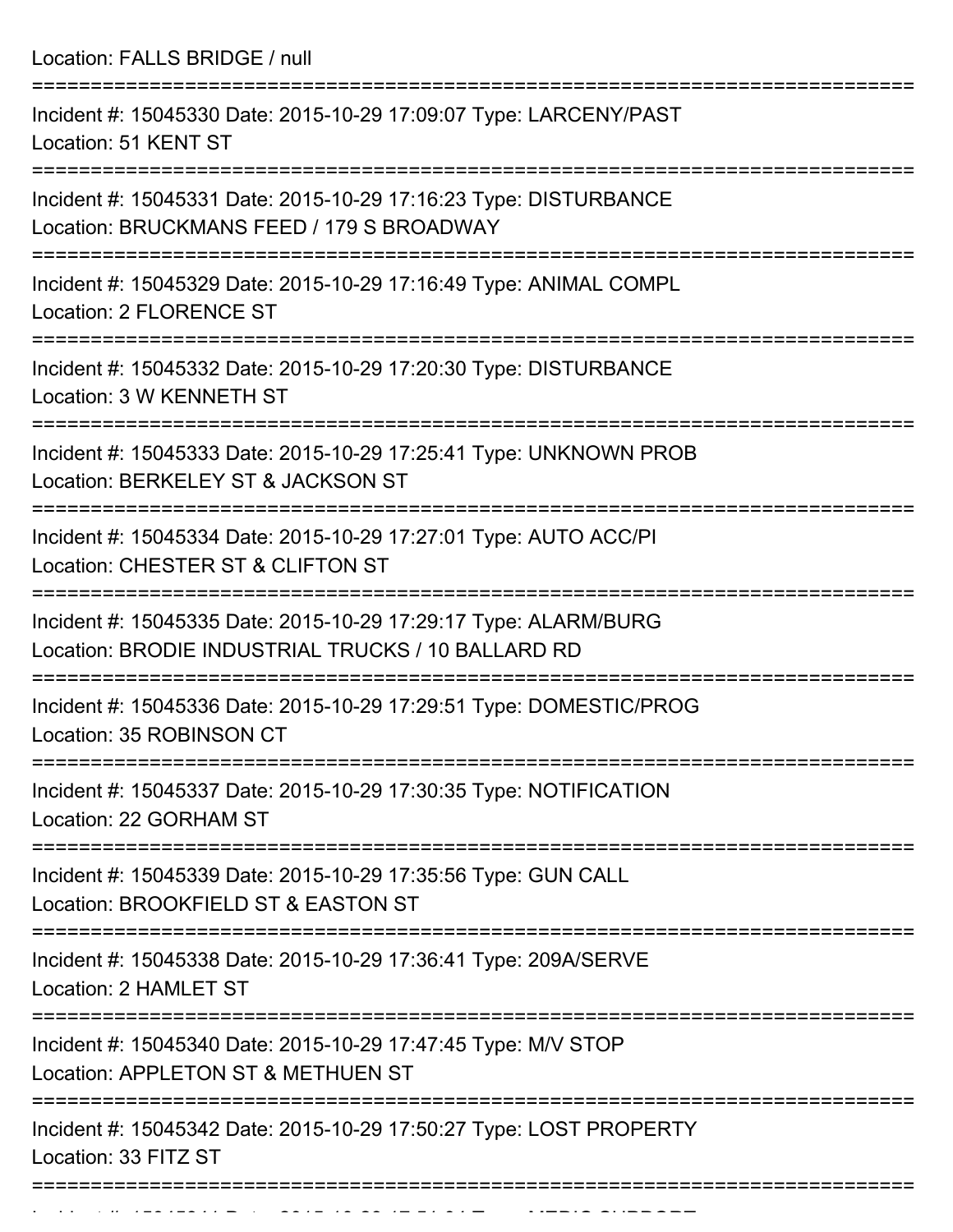Location: FALLS BRIDGE / null

===========================================================================

Incident #: 15045330 Date: 2015-10-29 17:09:07 Type: LARCENY/PAST
Location: 51 KENT ST

===========================================================================

Incident #: 15045331 Date: 2015-10-29 17:16:23 Type: DISTURBANCE
Location: BRUCKMANS FEED / 179 S BROADWAY

===========================================================================

Incident #: 15045329 Date: 2015-10-29 17:16:49 Type: ANIMAL COMPL
Location: 2 FLORENCE ST

===========================================================================

Incident #: 15045332 Date: 2015-10-29 17:20:30 Type: DISTURBANCE
Location: 3 W KENNETH ST

===========================================================================

Incident #: 15045333 Date: 2015-10-29 17:25:41 Type: UNKNOWN PROB
Location: BERKELEY ST & JACKSON ST

===========================================================================

Incident #: 15045334 Date: 2015-10-29 17:27:01 Type: AUTO ACC/PI
Location: CHESTER ST & CLIFTON ST

===========================================================================

Incident #: 15045335 Date: 2015-10-29 17:29:17 Type: ALARM/BURG
Location: BRODIE INDUSTRIAL TRUCKS / 10 BALLARD RD

===========================================================================

Incident #: 15045336 Date: 2015-10-29 17:29:51 Type: DOMESTIC/PROG
Location: 35 ROBINSON CT

===========================================================================

Incident #: 15045337 Date: 2015-10-29 17:30:35 Type: NOTIFICATION
Location: 22 GORHAM ST

===========================================================================

Incident #: 15045339 Date: 2015-10-29 17:35:56 Type: GUN CALL
Location: BROOKFIELD ST & EASTON ST

===========================================================================

Incident #: 15045338 Date: 2015-10-29 17:36:41 Type: 209A/SERVE
Location: 2 HAMLET ST

===========================================================================

Incident #: 15045340 Date: 2015-10-29 17:47:45 Type: M/V STOP
Location: APPLETON ST & METHUEN ST

===========================================================================

Incident #: 15045342 Date: 2015-10-29 17:50:27 Type: LOST PROPERTY
Location: 33 FITZ ST

===========================================================================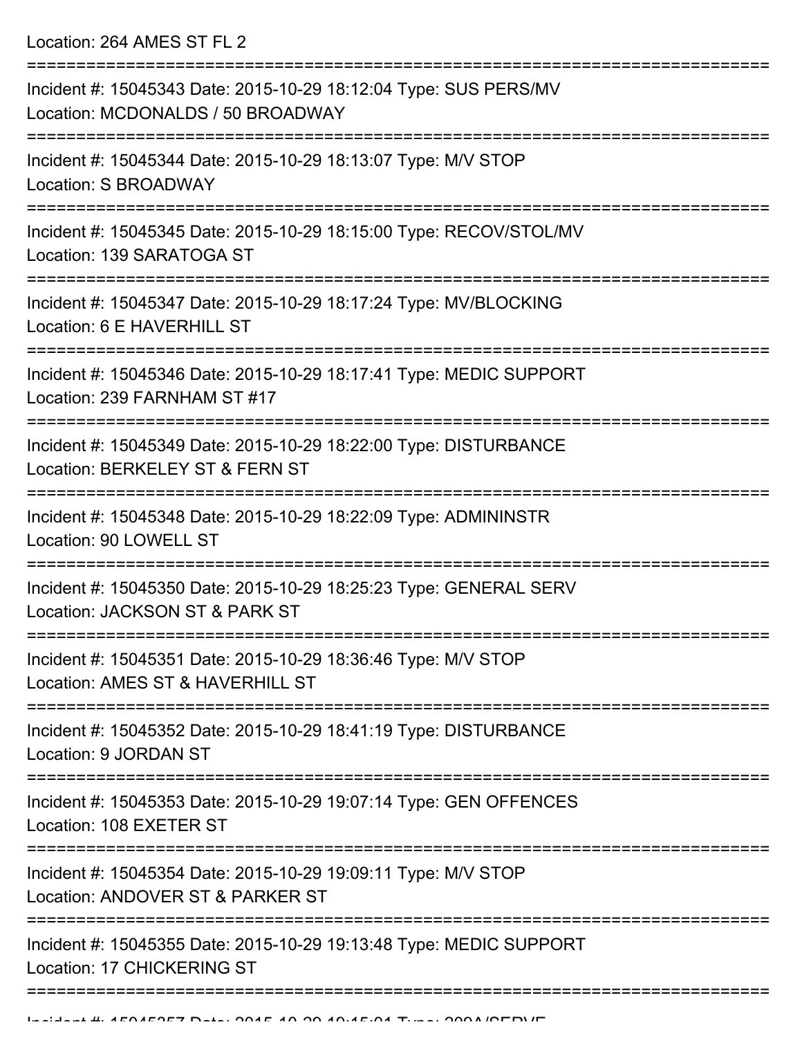Location: 264 AMES ST FL 2

===========================================================================

Incident #: 15045343 Date: 2015-10-29 18:12:04 Type: SUS PERS/MV
Location: MCDONALDS / 50 BROADWAY

===========================================================================

Incident #: 15045344 Date: 2015-10-29 18:13:07 Type: M/V STOP
Location: S BROADWAY

===========================================================================

Incident #: 15045345 Date: 2015-10-29 18:15:00 Type: RECOV/STOL/MV
Location: 139 SARATOGA ST

===========================================================================

Incident #: 15045347 Date: 2015-10-29 18:17:24 Type: MV/BLOCKING
Location: 6 E HAVERHILL ST

===========================================================================

Incident #: 15045346 Date: 2015-10-29 18:17:41 Type: MEDIC SUPPORT
Location: 239 FARNHAM ST #17

===========================================================================

Incident #: 15045349 Date: 2015-10-29 18:22:00 Type: DISTURBANCE
Location: BERKELEY ST & FERN ST

===========================================================================

Incident #: 15045348 Date: 2015-10-29 18:22:09 Type: ADMININSTR
Location: 90 LOWELL ST

===========================================================================

Incident #: 15045350 Date: 2015-10-29 18:25:23 Type: GENERAL SERV
Location: JACKSON ST & PARK ST

===========================================================================

Incident #: 15045351 Date: 2015-10-29 18:36:46 Type: M/V STOP
Location: AMES ST & HAVERHILL ST

===========================================================================

Incident #: 15045352 Date: 2015-10-29 18:41:19 Type: DISTURBANCE
Location: 9 JORDAN ST

===========================================================================

Incident #: 15045353 Date: 2015-10-29 19:07:14 Type: GEN OFFENCES
Location: 108 EXETER ST

===========================================================================

Incident #: 15045354 Date: 2015-10-29 19:09:11 Type: M/V STOP
Location: ANDOVER ST & PARKER ST

===========================================================================

Incident #: 15045355 Date: 2015-10-29 19:13:48 Type: MEDIC SUPPORT
Location: 17 CHICKERING ST

===========================================================================

Incident #: 15045357 Date: 2015-10-29 19:15:01 Type: 209A/SERVE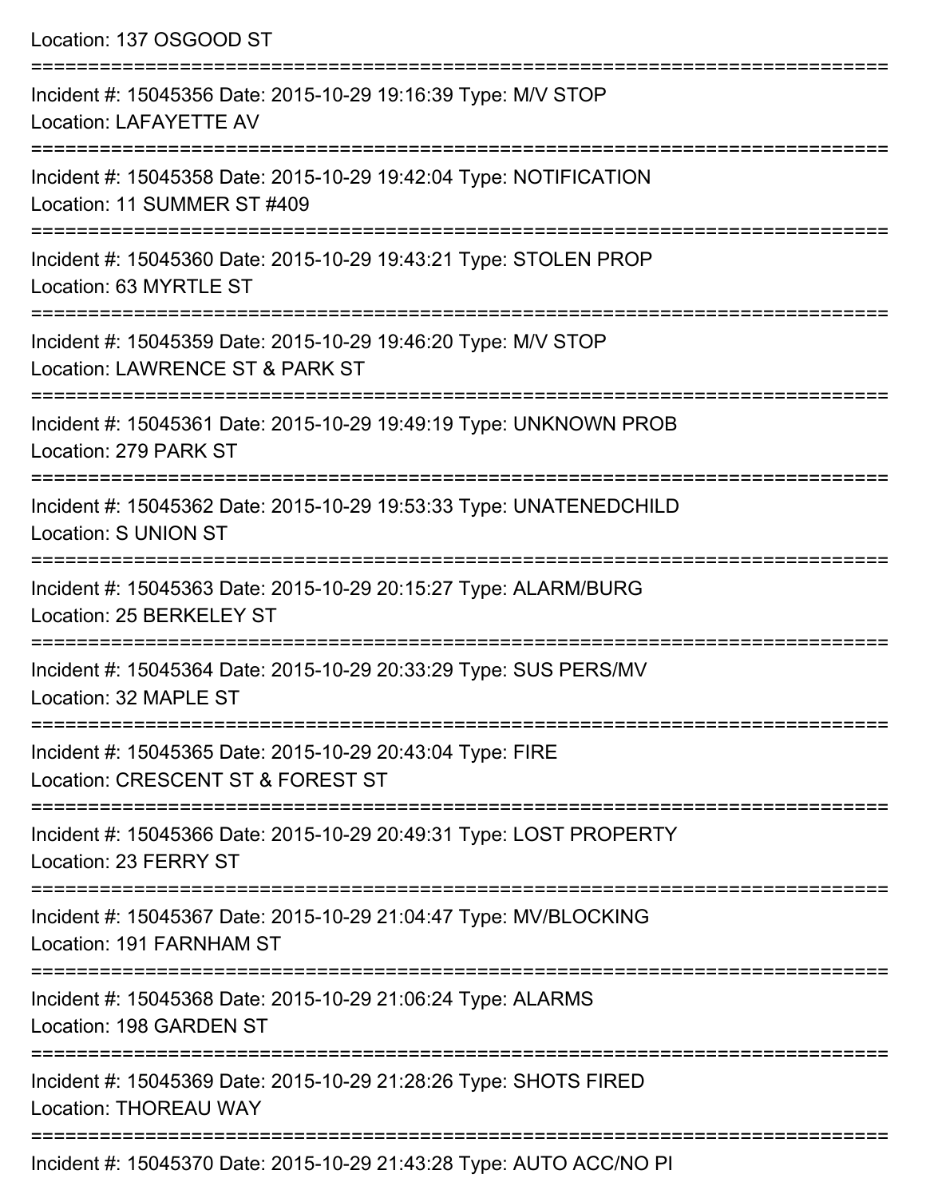Location: 137 OSGOOD ST

===========================================================================

Incident #: 15045356 Date: 2015-10-29 19:16:39 Type: M/V STOP
Location: LAFAYETTE AV

===========================================================================

Incident #: 15045358 Date: 2015-10-29 19:42:04 Type: NOTIFICATION
Location: 11 SUMMER ST #409

===========================================================================

Incident #: 15045360 Date: 2015-10-29 19:43:21 Type: STOLEN PROP
Location: 63 MYRTLE ST

===========================================================================

Incident #: 15045359 Date: 2015-10-29 19:46:20 Type: M/V STOP
Location: LAWRENCE ST & PARK ST

===========================================================================

Incident #: 15045361 Date: 2015-10-29 19:49:19 Type: UNKNOWN PROB
Location: 279 PARK ST

===========================================================================

Incident #: 15045362 Date: 2015-10-29 19:53:33 Type: UNATENEDCHILD
Location: S UNION ST

===========================================================================

Incident #: 15045363 Date: 2015-10-29 20:15:27 Type: ALARM/BURG
Location: 25 BERKELEY ST

===========================================================================

Incident #: 15045364 Date: 2015-10-29 20:33:29 Type: SUS PERS/MV
Location: 32 MAPLE ST

===========================================================================

Incident #: 15045365 Date: 2015-10-29 20:43:04 Type: FIRE
Location: CRESCENT ST & FOREST ST

===========================================================================

Incident #: 15045366 Date: 2015-10-29 20:49:31 Type: LOST PROPERTY
Location: 23 FERRY ST

===========================================================================

Incident #: 15045367 Date: 2015-10-29 21:04:47 Type: MV/BLOCKING
Location: 191 FARNHAM ST

===========================================================================

Incident #: 15045368 Date: 2015-10-29 21:06:24 Type: ALARMS
Location: 198 GARDEN ST

===========================================================================

Incident #: 15045369 Date: 2015-10-29 21:28:26 Type: SHOTS FIRED
Location: THOREAU WAY

===========================================================================

Incident #: 15045370 Date: 2015-10-29 21:43:28 Type: AUTO ACC/NO PI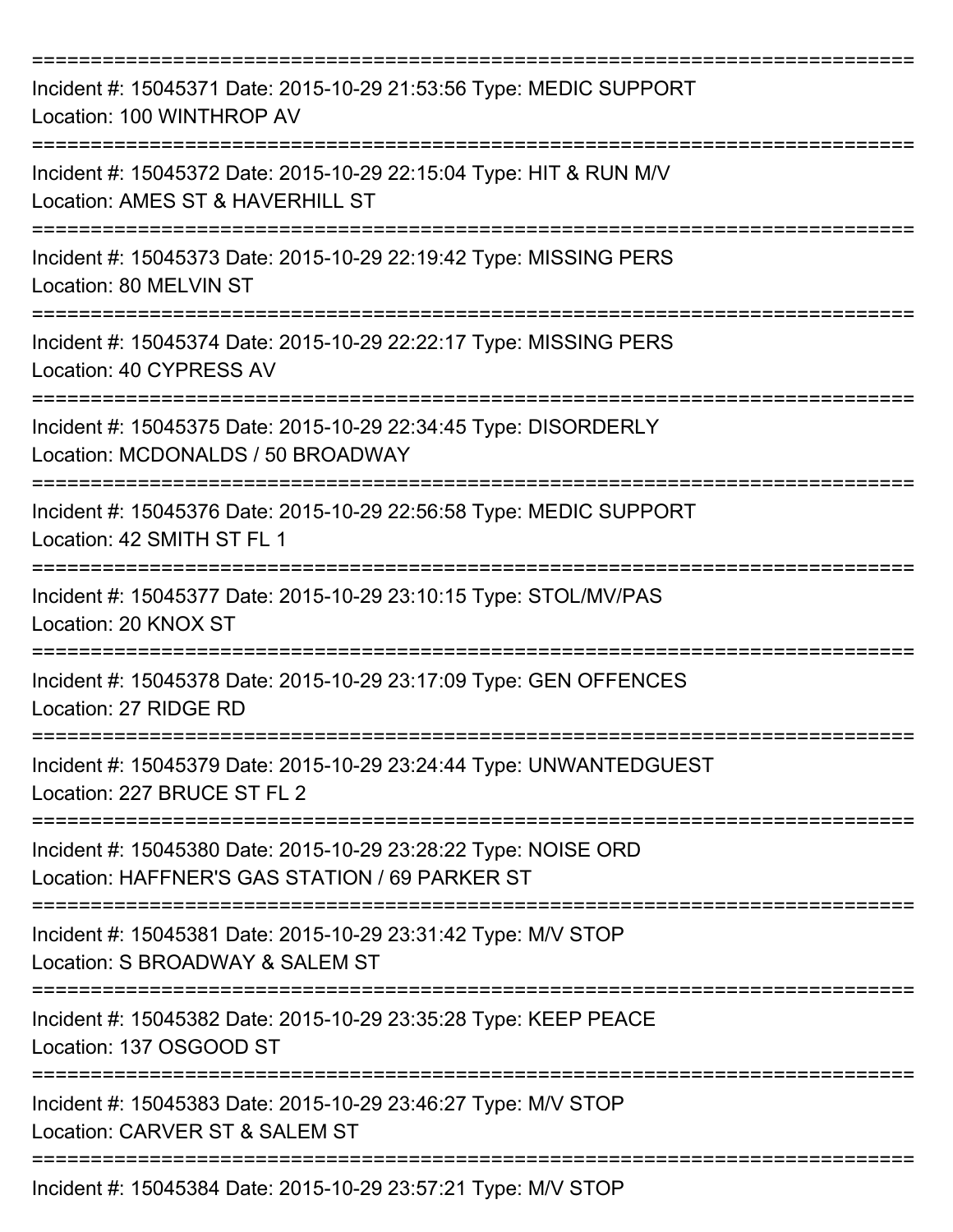===========================================================================

Incident #: 15045371 Date: 2015-10-29 21:53:56 Type: MEDIC SUPPORT
Location: 100 WINTHROP AV

===========================================================================

Incident #: 15045372 Date: 2015-10-29 22:15:04 Type: HIT & RUN M/V
Location: AMES ST & HAVERHILL ST

===========================================================================

Incident #: 15045373 Date: 2015-10-29 22:19:42 Type: MISSING PERS
Location: 80 MELVIN ST

===========================================================================

Incident #: 15045374 Date: 2015-10-29 22:22:17 Type: MISSING PERS
Location: 40 CYPRESS AV

===========================================================================

Incident #: 15045375 Date: 2015-10-29 22:34:45 Type: DISORDERLY
Location: MCDONALDS / 50 BROADWAY

===========================================================================

Incident #: 15045376 Date: 2015-10-29 22:56:58 Type: MEDIC SUPPORT
Location: 42 SMITH ST FL 1

===========================================================================

Incident #: 15045377 Date: 2015-10-29 23:10:15 Type: STOL/MV/PAS
Location: 20 KNOX ST

===========================================================================

Incident #: 15045378 Date: 2015-10-29 23:17:09 Type: GEN OFFENCES
Location: 27 RIDGE RD

===========================================================================

Incident #: 15045379 Date: 2015-10-29 23:24:44 Type: UNWANTEDGUEST
Location: 227 BRUCE ST FL 2

===========================================================================

Incident #: 15045380 Date: 2015-10-29 23:28:22 Type: NOISE ORD
Location: HAFFNER'S GAS STATION / 69 PARKER ST

===========================================================================

Incident #: 15045381 Date: 2015-10-29 23:31:42 Type: M/V STOP
Location: S BROADWAY & SALEM ST

===========================================================================

Incident #: 15045382 Date: 2015-10-29 23:35:28 Type: KEEP PEACE
Location: 137 OSGOOD ST

===========================================================================

Incident #: 15045383 Date: 2015-10-29 23:46:27 Type: M/V STOP
Location: CARVER ST & SALEM ST

===========================================================================

Incident #: 15045384 Date: 2015-10-29 23:57:21 Type: M/V STOP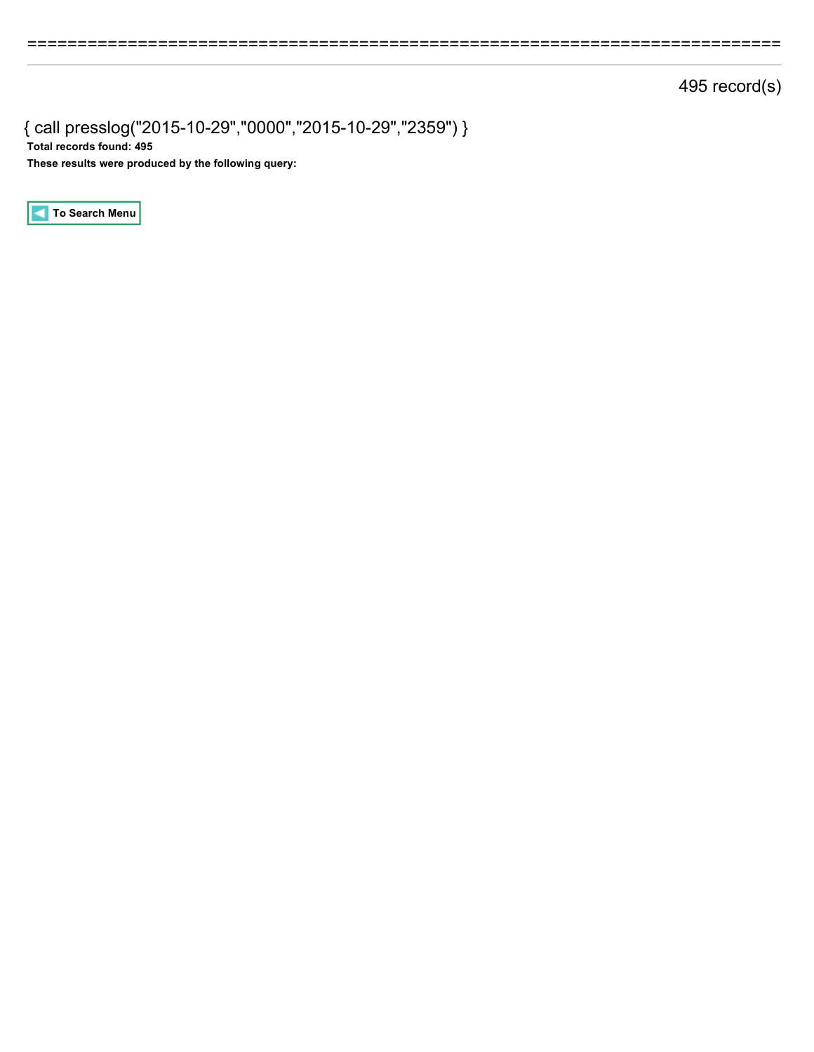================================================================================

495 record(s)

{ call presslog("2015-10-29","0000","2015-10-29","2359") }

**Total records found: 495**

**These results were produced by the following query:**

**To Search Menu**